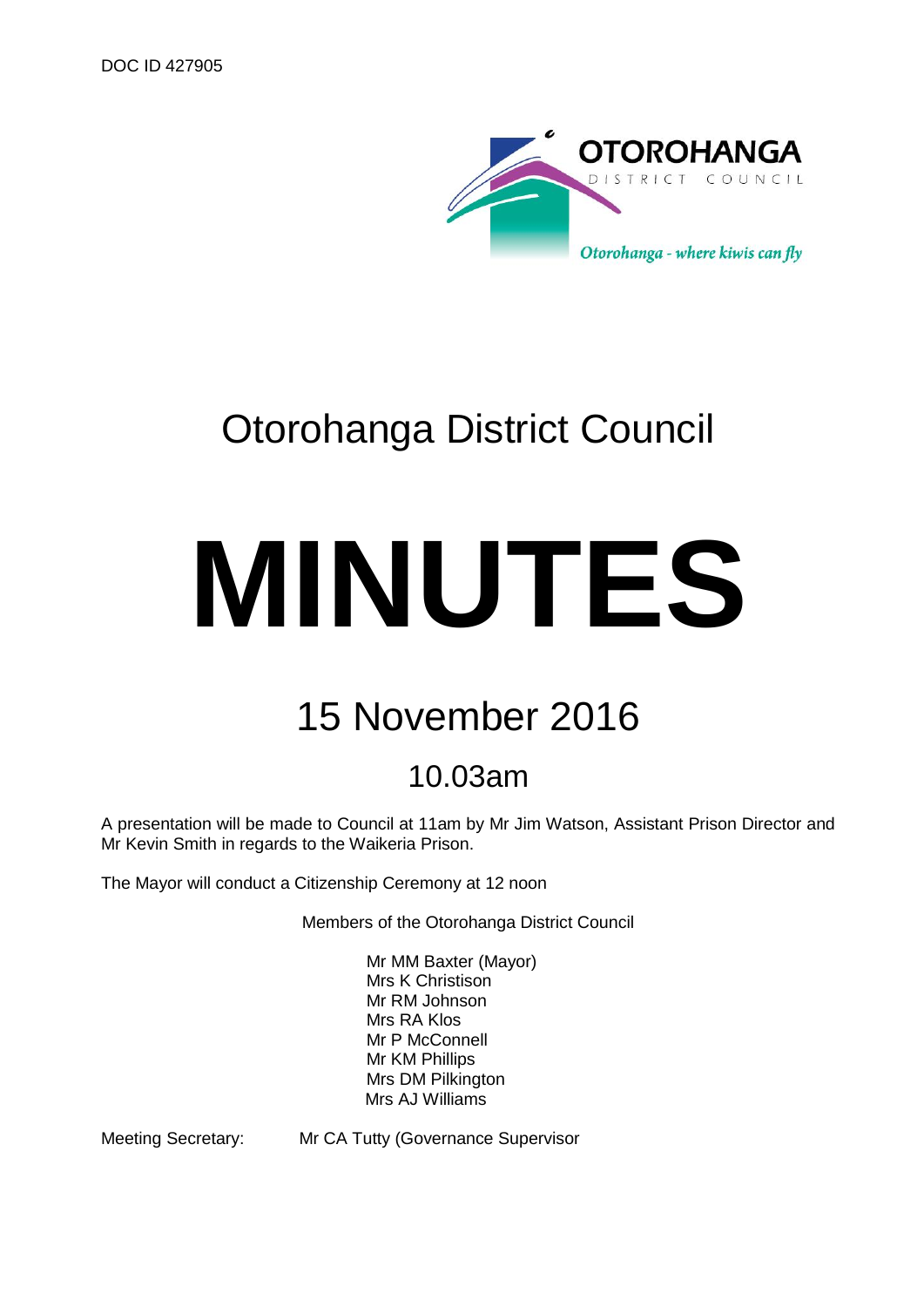DOC ID 427905

OTOROHANGA DISTRICT COUNCIL

*Otorohanga - where kiwis can fly*

# Otorohanga District Council

# MINUTES

## 15 November 2016

### 10.03am

A presentation will be made to Council at 11am by Mr Jim Watson, Assistant Prison Director and Mr Kevin Smith in regards to the Waikeria Prison.

The Mayor will conduct a Citizenship Ceremony at 12 noon

Members of the Otorohanga District Council

Mr MM Baxter (Mayor)
Mrs K Christison
Mr RM Johnson
Mrs RA Klos
Mr P McConnell
Mr KM Phillips
Mrs DM Pilkington
Mrs AJ Williams

Meeting Secretary: Mr CA Tutty (Governance Supervisor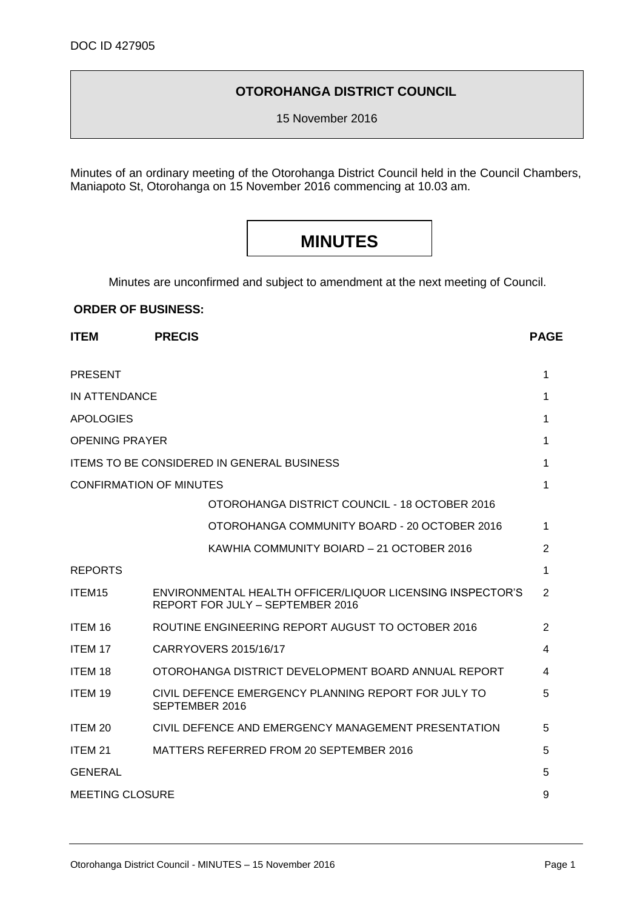DOC ID 427905

**OTOROHANGA DISTRICT COUNCIL**

15 November 2016

Minutes of an ordinary meeting of the Otorohanga District Council held in the Council Chambers, Maniapoto St, Otorohanga on 15 November 2016 commencing at 10.03 am.

# MINUTES

Minutes are unconfirmed and subject to amendment at the next meeting of Council.

**ORDER OF BUSINESS:**

| ITEM | PRECIS | PAGE |
|---|---|---|
| PRESENT | | 1 |
| IN ATTENDANCE | | 1 |
| APOLOGIES | | 1 |
| OPENING PRAYER | | 1 |
| ITEMS TO BE CONSIDERED IN GENERAL BUSINESS | | 1 |
| CONFIRMATION OF MINUTES | | 1 |
| | OTOROHANGA DISTRICT COUNCIL - 18 OCTOBER 2016 | |
| | OTOROHANGA COMMUNITY BOARD - 20 OCTOBER 2016 | 1 |
| | KAWHIA COMMUNITY BOIARD – 21 OCTOBER 2016 | 2 |
| REPORTS | | 1 |
| ITEM15 | ENVIRONMENTAL HEALTH OFFICER/LIQUOR LICENSING INSPECTOR'S REPORT FOR JULY – SEPTEMBER 2016 | 2 |
| ITEM 16 | ROUTINE ENGINEERING REPORT AUGUST TO OCTOBER 2016 | 2 |
| ITEM 17 | CARRYOVERS 2015/16/17 | 4 |
| ITEM 18 | OTOROHANGA DISTRICT DEVELOPMENT BOARD ANNUAL REPORT | 4 |
| ITEM 19 | CIVIL DEFENCE EMERGENCY PLANNING REPORT FOR JULY TO SEPTEMBER 2016 | 5 |
| ITEM 20 | CIVIL DEFENCE AND EMERGENCY MANAGEMENT PRESENTATION | 5 |
| ITEM 21 | MATTERS REFERRED FROM 20 SEPTEMBER 2016 | 5 |
| GENERAL | | 5 |
| MEETING CLOSURE | | 9 |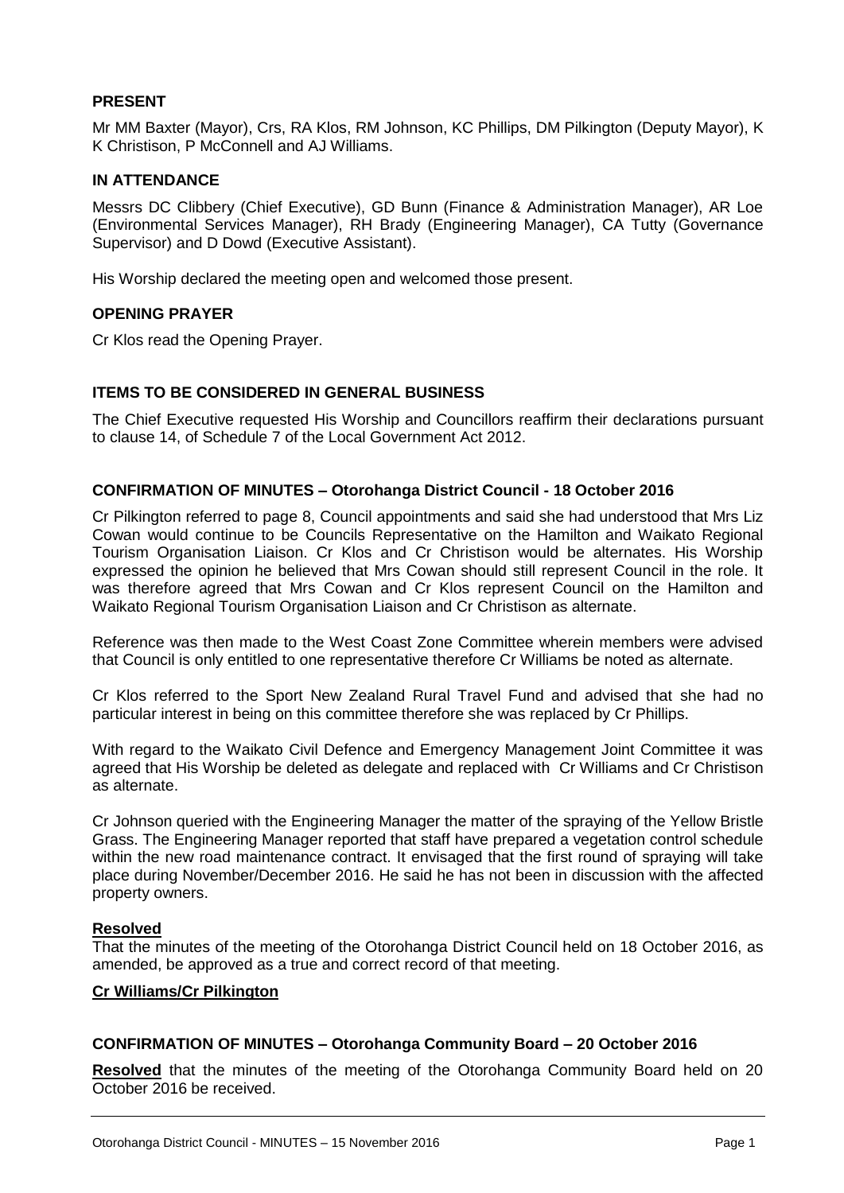## PRESENT

Mr MM Baxter (Mayor), Crs, RA Klos, RM Johnson, KC Phillips, DM Pilkington (Deputy Mayor), K K Christison, P McConnell and AJ Williams.

## IN ATTENDANCE

Messrs DC Clibbery (Chief Executive), GD Bunn (Finance & Administration Manager), AR Loe (Environmental Services Manager), RH Brady (Engineering Manager), CA Tutty (Governance Supervisor) and D Dowd (Executive Assistant).

His Worship declared the meeting open and welcomed those present.

## OPENING PRAYER

Cr Klos read the Opening Prayer.

## ITEMS TO BE CONSIDERED IN GENERAL BUSINESS

The Chief Executive requested His Worship and Councillors reaffirm their declarations pursuant to clause 14, of Schedule 7 of the Local Government Act 2012.

## CONFIRMATION OF MINUTES – Otorohanga District Council - 18 October 2016

Cr Pilkington referred to page 8, Council appointments and said she had understood that Mrs Liz Cowan would continue to be Councils Representative on the Hamilton and Waikato Regional Tourism Organisation Liaison. Cr Klos and Cr Christison would be alternates. His Worship expressed the opinion he believed that Mrs Cowan should still represent Council in the role. It was therefore agreed that Mrs Cowan and Cr Klos represent Council on the Hamilton and Waikato Regional Tourism Organisation Liaison and Cr Christison as alternate.

Reference was then made to the West Coast Zone Committee wherein members were advised that Council is only entitled to one representative therefore Cr Williams be noted as alternate.

Cr Klos referred to the Sport New Zealand Rural Travel Fund and advised that she had no particular interest in being on this committee therefore she was replaced by Cr Phillips.

With regard to the Waikato Civil Defence and Emergency Management Joint Committee it was agreed that His Worship be deleted as delegate and replaced with Cr Williams and Cr Christison as alternate.

Cr Johnson queried with the Engineering Manager the matter of the spraying of the Yellow Bristle Grass. The Engineering Manager reported that staff have prepared a vegetation control schedule within the new road maintenance contract. It envisaged that the first round of spraying will take place during November/December 2016. He said he has not been in discussion with the affected property owners.

**Resolved**

That the minutes of the meeting of the Otorohanga District Council held on 18 October 2016, as amended, be approved as a true and correct record of that meeting.

**Cr Williams/Cr Pilkington**

## CONFIRMATION OF MINUTES – Otorohanga Community Board – 20 October 2016

**Resolved** that the minutes of the meeting of the Otorohanga Community Board held on 20 October 2016 be received.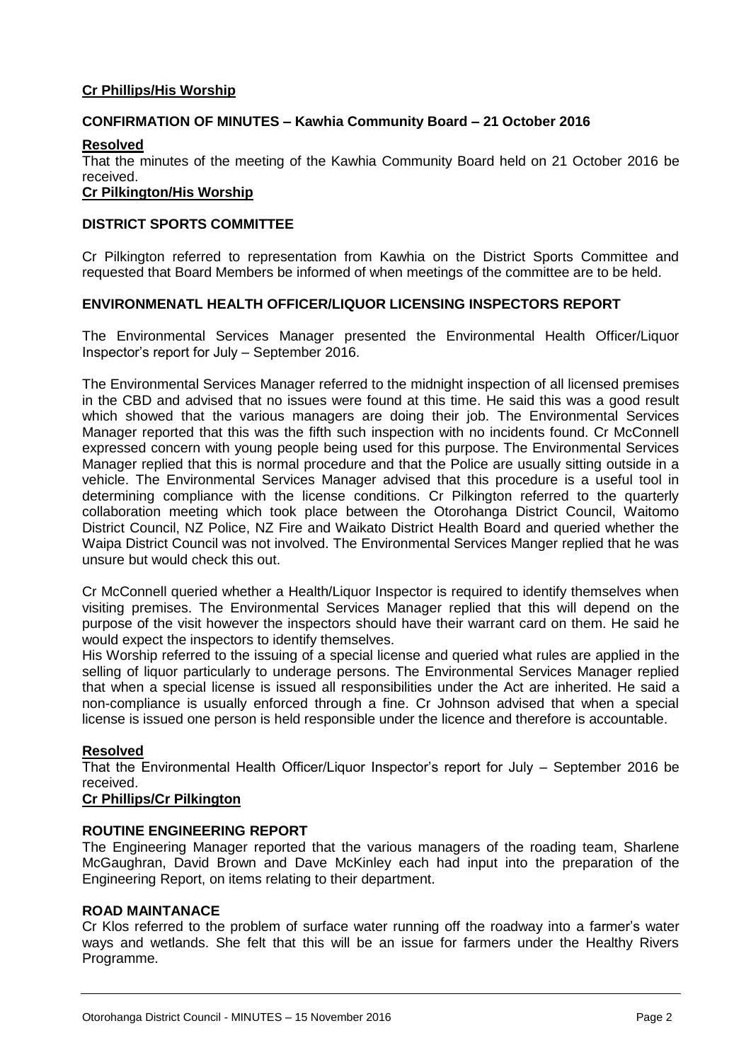**Cr Phillips/His Worship**

**CONFIRMATION OF MINUTES – Kawhia Community Board – 21 October 2016**

**Resolved**

That the minutes of the meeting of the Kawhia Community Board held on 21 October 2016 be received.

**Cr Pilkington/His Worship**

**DISTRICT SPORTS COMMITTEE**

Cr Pilkington referred to representation from Kawhia on the District Sports Committee and requested that Board Members be informed of when meetings of the committee are to be held.

**ENVIRONMENATL HEALTH OFFICER/LIQUOR LICENSING INSPECTORS REPORT**

The Environmental Services Manager presented the Environmental Health Officer/Liquor Inspector's report for July – September 2016.

The Environmental Services Manager referred to the midnight inspection of all licensed premises in the CBD and advised that no issues were found at this time. He said this was a good result which showed that the various managers are doing their job. The Environmental Services Manager reported that this was the fifth such inspection with no incidents found. Cr McConnell expressed concern with young people being used for this purpose. The Environmental Services Manager replied that this is normal procedure and that the Police are usually sitting outside in a vehicle. The Environmental Services Manager advised that this procedure is a useful tool in determining compliance with the license conditions. Cr Pilkington referred to the quarterly collaboration meeting which took place between the Otorohanga District Council, Waitomo District Council, NZ Police, NZ Fire and Waikato District Health Board and queried whether the Waipa District Council was not involved. The Environmental Services Manger replied that he was unsure but would check this out.

Cr McConnell queried whether a Health/Liquor Inspector is required to identify themselves when visiting premises. The Environmental Services Manager replied that this will depend on the purpose of the visit however the inspectors should have their warrant card on them. He said he would expect the inspectors to identify themselves.

His Worship referred to the issuing of a special license and queried what rules are applied in the selling of liquor particularly to underage persons. The Environmental Services Manager replied that when a special license is issued all responsibilities under the Act are inherited. He said a non-compliance is usually enforced through a fine. Cr Johnson advised that when a special license is issued one person is held responsible under the licence and therefore is accountable.

**Resolved**

That the Environmental Health Officer/Liquor Inspector's report for July – September 2016 be received.

**Cr Phillips/Cr Pilkington**

**ROUTINE ENGINEERING REPORT**

The Engineering Manager reported that the various managers of the roading team, Sharlene McGaughran, David Brown and Dave McKinley each had input into the preparation of the Engineering Report, on items relating to their department.

**ROAD MAINTANACE**

Cr Klos referred to the problem of surface water running off the roadway into a farmer's water ways and wetlands. She felt that this will be an issue for farmers under the Healthy Rivers Programme.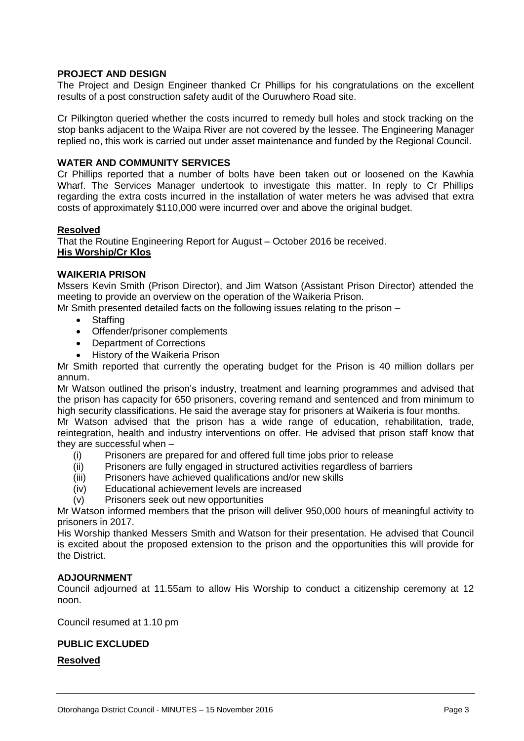**PROJECT AND DESIGN**

The Project and Design Engineer thanked Cr Phillips for his congratulations on the excellent results of a post construction safety audit of the Ouruwhero Road site.

Cr Pilkington queried whether the costs incurred to remedy bull holes and stock tracking on the stop banks adjacent to the Waipa River are not covered by the lessee. The Engineering Manager replied no, this work is carried out under asset maintenance and funded by the Regional Council.

**WATER AND COMMUNITY SERVICES**

Cr Phillips reported that a number of bolts have been taken out or loosened on the Kawhia Wharf. The Services Manager undertook to investigate this matter. In reply to Cr Phillips regarding the extra costs incurred in the installation of water meters he was advised that extra costs of approximately $110,000 were incurred over and above the original budget.

**Resolved**

That the Routine Engineering Report for August – October 2016 be received.

**His Worship/Cr Klos**

**WAIKERIA PRISON**

Mssers Kevin Smith (Prison Director), and Jim Watson (Assistant Prison Director) attended the meeting to provide an overview on the operation of the Waikeria Prison.

Mr Smith presented detailed facts on the following issues relating to the prison –

- Staffing
- Offender/prisoner complements
- Department of Corrections
- History of the Waikeria Prison

Mr Smith reported that currently the operating budget for the Prison is 40 million dollars per annum.

Mr Watson outlined the prison's industry, treatment and learning programmes and advised that the prison has capacity for 650 prisoners, covering remand and sentenced and from minimum to high security classifications. He said the average stay for prisoners at Waikeria is four months.

Mr Watson advised that the prison has a wide range of education, rehabilitation, trade, reintegration, health and industry interventions on offer. He advised that prison staff know that they are successful when –

(i) Prisoners are prepared for and offered full time jobs prior to release
(ii) Prisoners are fully engaged in structured activities regardless of barriers
(iii) Prisoners have achieved qualifications and/or new skills
(iv) Educational achievement levels are increased
(v) Prisoners seek out new opportunities

Mr Watson informed members that the prison will deliver 950,000 hours of meaningful activity to prisoners in 2017.

His Worship thanked Messers Smith and Watson for their presentation. He advised that Council is excited about the proposed extension to the prison and the opportunities this will provide for the District.

**ADJOURNMENT**

Council adjourned at 11.55am to allow His Worship to conduct a citizenship ceremony at 12 noon.

Council resumed at 1.10 pm

**PUBLIC EXCLUDED**

**Resolved**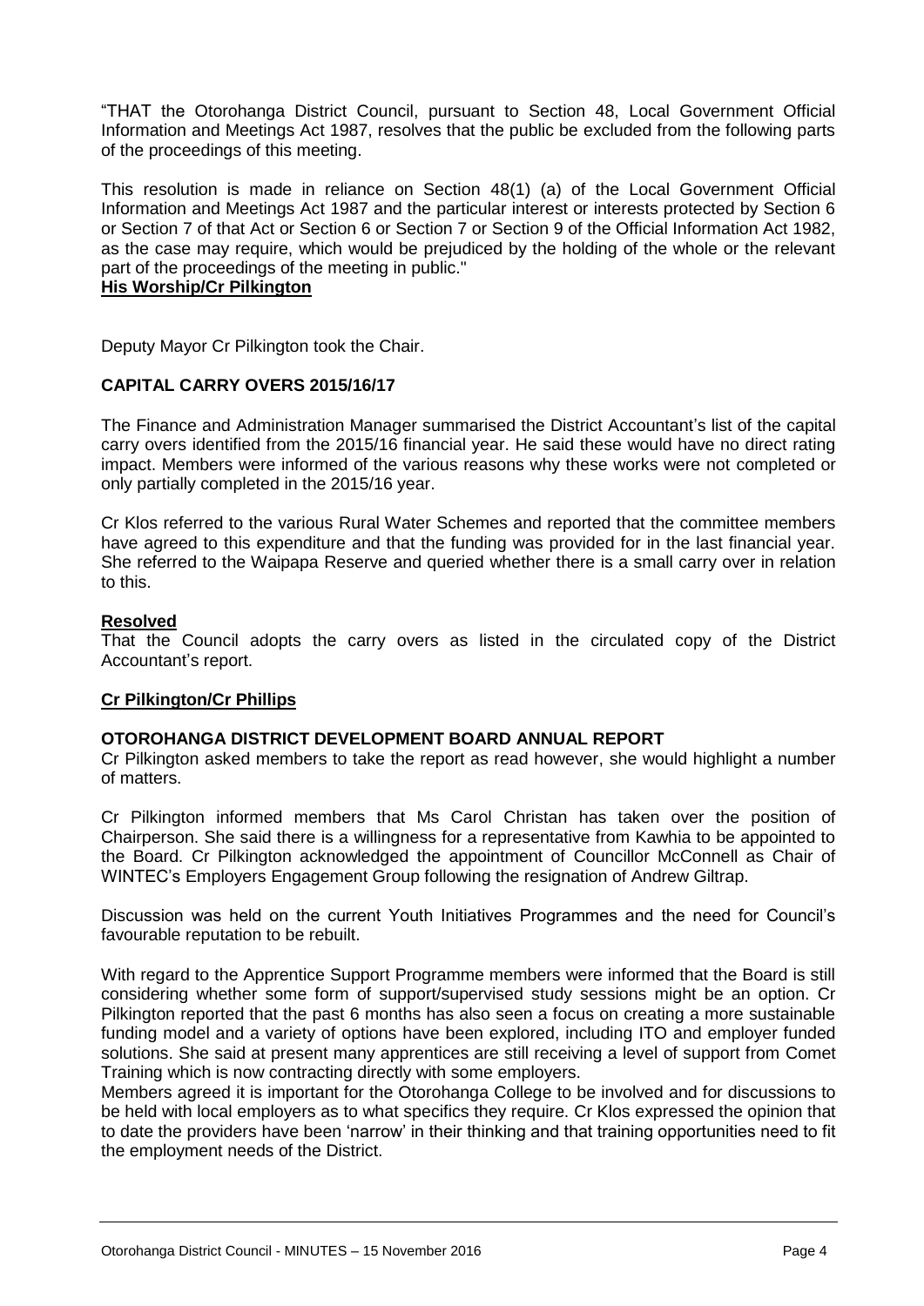"THAT the Otorohanga District Council, pursuant to Section 48, Local Government Official Information and Meetings Act 1987, resolves that the public be excluded from the following parts of the proceedings of this meeting.

This resolution is made in reliance on Section 48(1) (a) of the Local Government Official Information and Meetings Act 1987 and the particular interest or interests protected by Section 6 or Section 7 of that Act or Section 6 or Section 7 or Section 9 of the Official Information Act 1982, as the case may require, which would be prejudiced by the holding of the whole or the relevant part of the proceedings of the meeting in public."

**His Worship/Cr Pilkington**

Deputy Mayor Cr Pilkington took the Chair.

**CAPITAL CARRY OVERS 2015/16/17**

The Finance and Administration Manager summarised the District Accountant's list of the capital carry overs identified from the 2015/16 financial year. He said these would have no direct rating impact. Members were informed of the various reasons why these works were not completed or only partially completed in the 2015/16 year.

Cr Klos referred to the various Rural Water Schemes and reported that the committee members have agreed to this expenditure and that the funding was provided for in the last financial year. She referred to the Waipapa Reserve and queried whether there is a small carry over in relation to this.

**Resolved**

That the Council adopts the carry overs as listed in the circulated copy of the District Accountant's report.

**Cr Pilkington/Cr Phillips**

**OTOROHANGA DISTRICT DEVELOPMENT BOARD ANNUAL REPORT**

Cr Pilkington asked members to take the report as read however, she would highlight a number of matters.

Cr Pilkington informed members that Ms Carol Christan has taken over the position of Chairperson. She said there is a willingness for a representative from Kawhia to be appointed to the Board. Cr Pilkington acknowledged the appointment of Councillor McConnell as Chair of WINTEC's Employers Engagement Group following the resignation of Andrew Giltrap.

Discussion was held on the current Youth Initiatives Programmes and the need for Council's favourable reputation to be rebuilt.

With regard to the Apprentice Support Programme members were informed that the Board is still considering whether some form of support/supervised study sessions might be an option. Cr Pilkington reported that the past 6 months has also seen a focus on creating a more sustainable funding model and a variety of options have been explored, including ITO and employer funded solutions. She said at present many apprentices are still receiving a level of support from Comet Training which is now contracting directly with some employers.

Members agreed it is important for the Otorohanga College to be involved and for discussions to be held with local employers as to what specifics they require. Cr Klos expressed the opinion that to date the providers have been 'narrow' in their thinking and that training opportunities need to fit the employment needs of the District.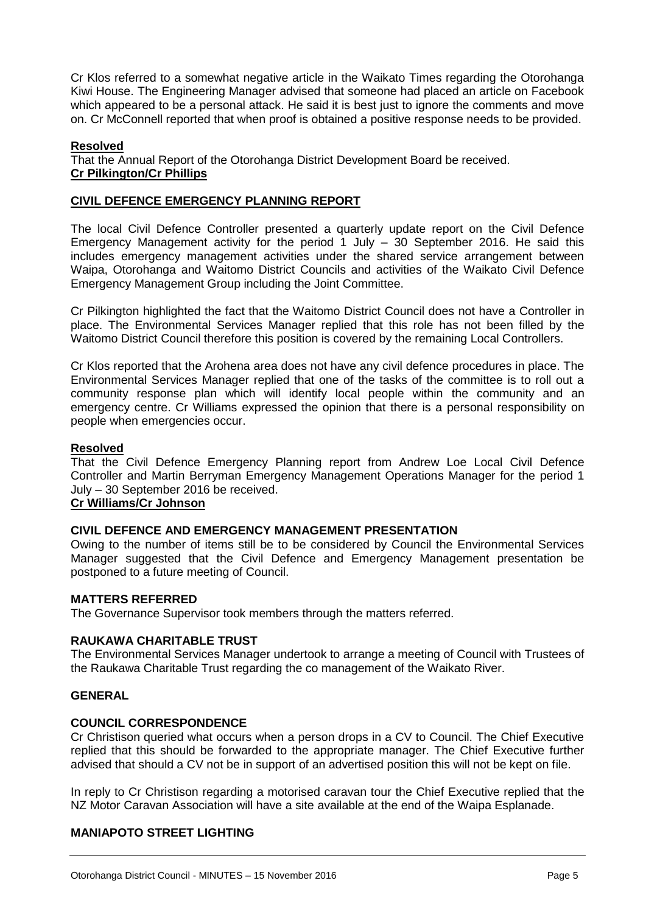Cr Klos referred to a somewhat negative article in the Waikato Times regarding the Otorohanga Kiwi House. The Engineering Manager advised that someone had placed an article on Facebook which appeared to be a personal attack. He said it is best just to ignore the comments and move on. Cr McConnell reported that when proof is obtained a positive response needs to be provided.

**Resolved**

That the Annual Report of the Otorohanga District Development Board be received.

**Cr Pilkington/Cr Phillips**

**CIVIL DEFENCE EMERGENCY PLANNING REPORT**

The local Civil Defence Controller presented a quarterly update report on the Civil Defence Emergency Management activity for the period 1 July – 30 September 2016. He said this includes emergency management activities under the shared service arrangement between Waipa, Otorohanga and Waitomo District Councils and activities of the Waikato Civil Defence Emergency Management Group including the Joint Committee.

Cr Pilkington highlighted the fact that the Waitomo District Council does not have a Controller in place. The Environmental Services Manager replied that this role has not been filled by the Waitomo District Council therefore this position is covered by the remaining Local Controllers.

Cr Klos reported that the Arohena area does not have any civil defence procedures in place. The Environmental Services Manager replied that one of the tasks of the committee is to roll out a community response plan which will identify local people within the community and an emergency centre. Cr Williams expressed the opinion that there is a personal responsibility on people when emergencies occur.

**Resolved**

That the Civil Defence Emergency Planning report from Andrew Loe Local Civil Defence Controller and Martin Berryman Emergency Management Operations Manager for the period 1 July – 30 September 2016 be received.

**Cr Williams/Cr Johnson**

**CIVIL DEFENCE AND EMERGENCY MANAGEMENT PRESENTATION**

Owing to the number of items still be to be considered by Council the Environmental Services Manager suggested that the Civil Defence and Emergency Management presentation be postponed to a future meeting of Council.

**MATTERS REFERRED**

The Governance Supervisor took members through the matters referred.

**RAUKAWA CHARITABLE TRUST**

The Environmental Services Manager undertook to arrange a meeting of Council with Trustees of the Raukawa Charitable Trust regarding the co management of the Waikato River.

**GENERAL**

**COUNCIL CORRESPONDENCE**

Cr Christison queried what occurs when a person drops in a CV to Council. The Chief Executive replied that this should be forwarded to the appropriate manager. The Chief Executive further advised that should a CV not be in support of an advertised position this will not be kept on file.

In reply to Cr Christison regarding a motorised caravan tour the Chief Executive replied that the NZ Motor Caravan Association will have a site available at the end of the Waipa Esplanade.

**MANIAPOTO STREET LIGHTING**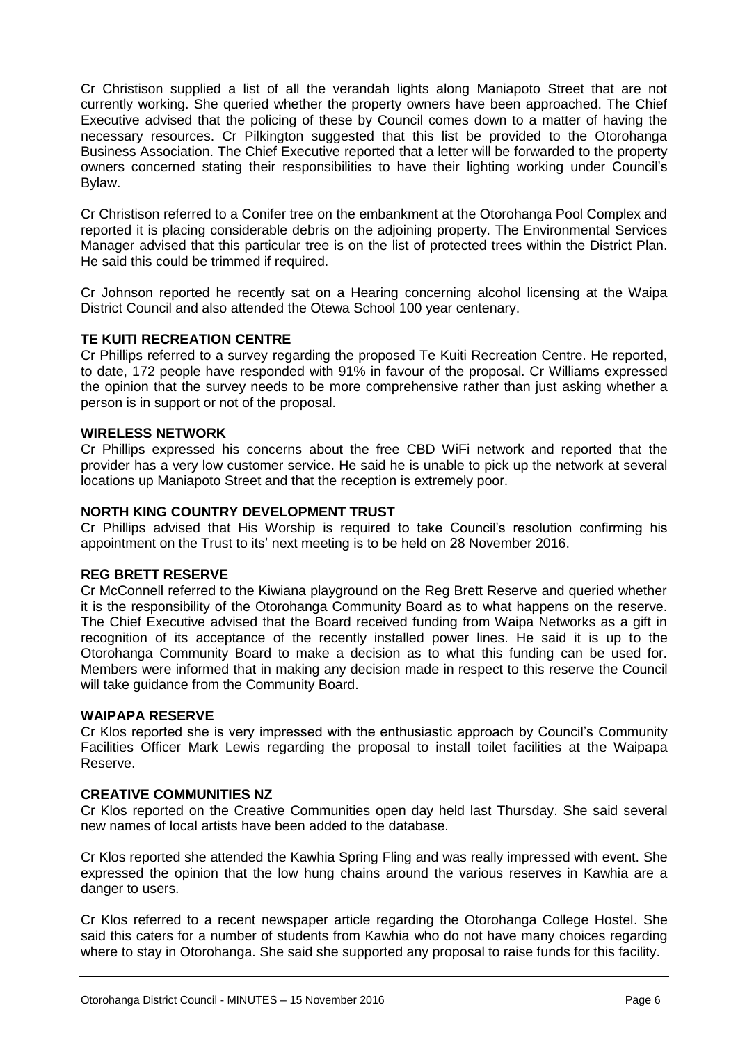Cr Christison supplied a list of all the verandah lights along Maniapoto Street that are not currently working. She queried whether the property owners have been approached. The Chief Executive advised that the policing of these by Council comes down to a matter of having the necessary resources. Cr Pilkington suggested that this list be provided to the Otorohanga Business Association. The Chief Executive reported that a letter will be forwarded to the property owners concerned stating their responsibilities to have their lighting working under Council's Bylaw.

Cr Christison referred to a Conifer tree on the embankment at the Otorohanga Pool Complex and reported it is placing considerable debris on the adjoining property. The Environmental Services Manager advised that this particular tree is on the list of protected trees within the District Plan. He said this could be trimmed if required.

Cr Johnson reported he recently sat on a Hearing concerning alcohol licensing at the Waipa District Council and also attended the Otewa School 100 year centenary.

**TE KUITI RECREATION CENTRE**

Cr Phillips referred to a survey regarding the proposed Te Kuiti Recreation Centre. He reported, to date, 172 people have responded with 91% in favour of the proposal. Cr Williams expressed the opinion that the survey needs to be more comprehensive rather than just asking whether a person is in support or not of the proposal.

**WIRELESS NETWORK**

Cr Phillips expressed his concerns about the free CBD WiFi network and reported that the provider has a very low customer service. He said he is unable to pick up the network at several locations up Maniapoto Street and that the reception is extremely poor.

**NORTH KING COUNTRY DEVELOPMENT TRUST**

Cr Phillips advised that His Worship is required to take Council's resolution confirming his appointment on the Trust to its' next meeting is to be held on 28 November 2016.

**REG BRETT RESERVE**

Cr McConnell referred to the Kiwiana playground on the Reg Brett Reserve and queried whether it is the responsibility of the Otorohanga Community Board as to what happens on the reserve. The Chief Executive advised that the Board received funding from Waipa Networks as a gift in recognition of its acceptance of the recently installed power lines. He said it is up to the Otorohanga Community Board to make a decision as to what this funding can be used for. Members were informed that in making any decision made in respect to this reserve the Council will take guidance from the Community Board.

**WAIPAPA RESERVE**

Cr Klos reported she is very impressed with the enthusiastic approach by Council's Community Facilities Officer Mark Lewis regarding the proposal to install toilet facilities at the Waipapa Reserve.

**CREATIVE COMMUNITIES NZ**

Cr Klos reported on the Creative Communities open day held last Thursday. She said several new names of local artists have been added to the database.

Cr Klos reported she attended the Kawhia Spring Fling and was really impressed with event. She expressed the opinion that the low hung chains around the various reserves in Kawhia are a danger to users.

Cr Klos referred to a recent newspaper article regarding the Otorohanga College Hostel. She said this caters for a number of students from Kawhia who do not have many choices regarding where to stay in Otorohanga. She said she supported any proposal to raise funds for this facility.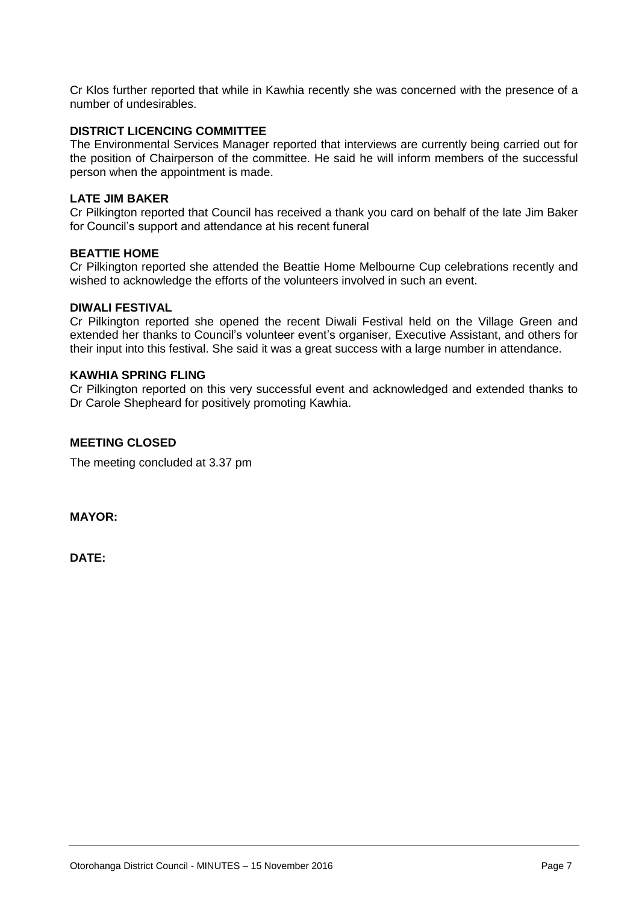Cr Klos further reported that while in Kawhia recently she was concerned with the presence of a number of undesirables.

**DISTRICT LICENCING COMMITTEE**

The Environmental Services Manager reported that interviews are currently being carried out for the position of Chairperson of the committee. He said he will inform members of the successful person when the appointment is made.

**LATE JIM BAKER**

Cr Pilkington reported that Council has received a thank you card on behalf of the late Jim Baker for Council's support and attendance at his recent funeral

**BEATTIE HOME**

Cr Pilkington reported she attended the Beattie Home Melbourne Cup celebrations recently and wished to acknowledge the efforts of the volunteers involved in such an event.

**DIWALI FESTIVAL**

Cr Pilkington reported she opened the recent Diwali Festival held on the Village Green and extended her thanks to Council's volunteer event's organiser, Executive Assistant, and others for their input into this festival. She said it was a great success with a large number in attendance.

**KAWHIA SPRING FLING**

Cr Pilkington reported on this very successful event and acknowledged and extended thanks to Dr Carole Shepheard for positively promoting Kawhia.

**MEETING CLOSED**

The meeting concluded at 3.37 pm

**MAYOR:**

**DATE:**